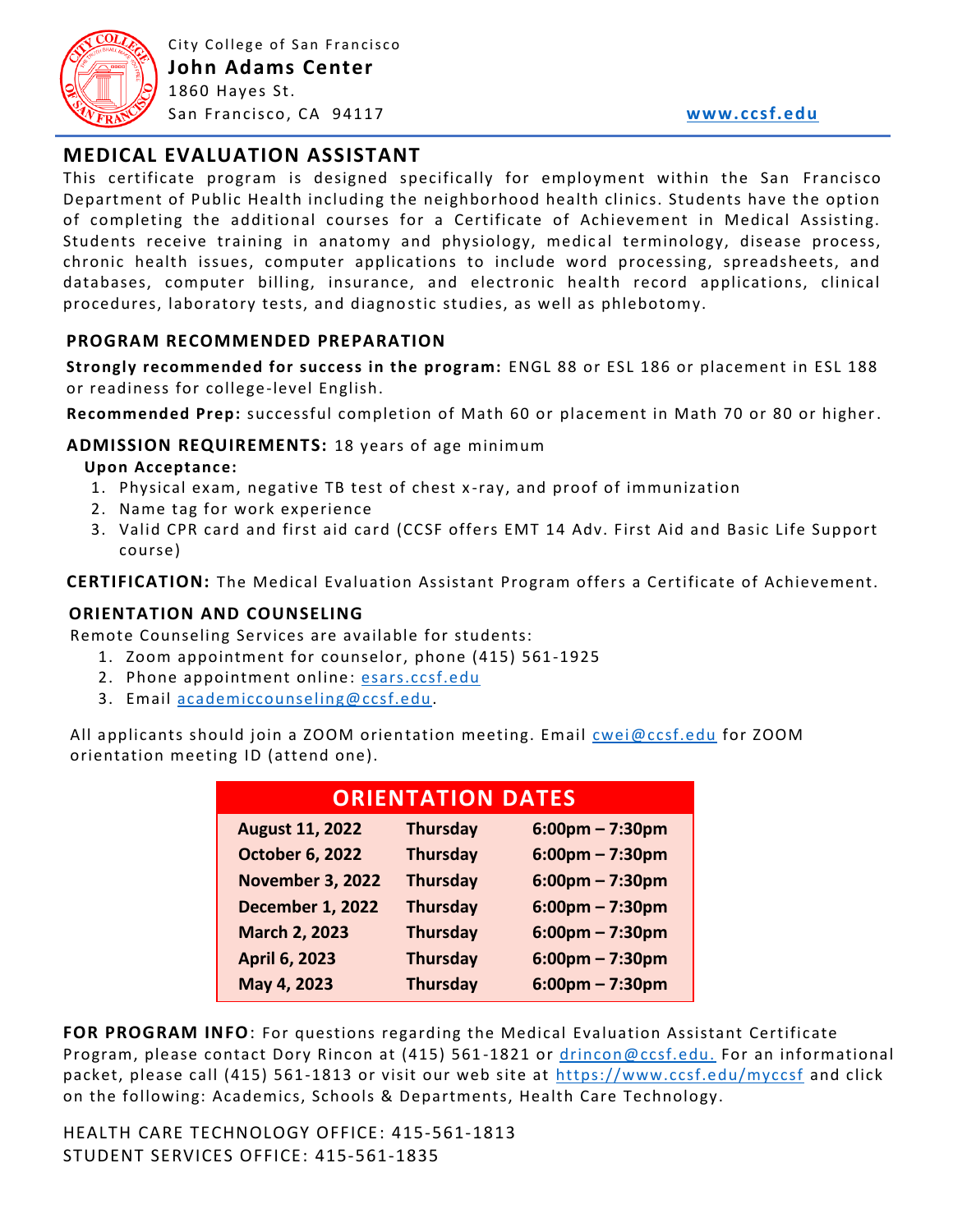City College of San Francisco
**John Adams Center**
1860 Hayes St.
San Francisco, CA 94117

www.ccsf.edu

# MEDICAL EVALUATION ASSISTANT

This certificate program is designed specifically for employment within the San Francisco Department of Public Health including the neighborhood health clinics. Students have the option of completing the additional courses for a Certificate of Achievement in Medical Assisting. Students receive training in anatomy and physiology, medical terminology, disease process, chronic health issues, computer applications to include word processing, spreadsheets, and databases, computer billing, insurance, and electronic health record applications, clinical procedures, laboratory tests, and diagnostic studies, as well as phlebotomy.

## PROGRAM RECOMMENDED PREPARATION

**Strongly recommended for success in the program:** ENGL 88 or ESL 186 or placement in ESL 188 or readiness for college-level English.

**Recommended Prep:** successful completion of Math 60 or placement in Math 70 or 80 or higher.

**ADMISSION REQUIREMENTS:** 18 years of age minimum

**Upon Acceptance:**

1. Physical exam, negative TB test of chest x-ray, and proof of immunization
2. Name tag for work experience
3. Valid CPR card and first aid card (CCSF offers EMT 14 Adv. First Aid and Basic Life Support course)

**CERTIFICATION:** The Medical Evaluation Assistant Program offers a Certificate of Achievement.

## ORIENTATION AND COUNSELING

Remote Counseling Services are available for students:

1. Zoom appointment for counselor, phone (415) 561-1925
2. Phone appointment online: esars.ccsf.edu
3. Email academiccounseling@ccsf.edu.

All applicants should join a ZOOM orientation meeting. Email cwei@ccsf.edu for ZOOM orientation meeting ID (attend one).

| ORIENTATION DATES | | |
|---|---|---|
| **August 11, 2022** | **Thursday** | **6:00pm – 7:30pm** |
| **October 6, 2022** | **Thursday** | **6:00pm – 7:30pm** |
| **November 3, 2022** | **Thursday** | **6:00pm – 7:30pm** |
| **December 1, 2022** | **Thursday** | **6:00pm – 7:30pm** |
| **March 2, 2023** | **Thursday** | **6:00pm – 7:30pm** |
| **April 6, 2023** | **Thursday** | **6:00pm – 7:30pm** |
| **May 4, 2023** | **Thursday** | **6:00pm – 7:30pm** |

**FOR PROGRAM INFO**: For questions regarding the Medical Evaluation Assistant Certificate Program, please contact Dory Rincon at (415) 561-1821 or drincon@ccsf.edu. For an informational packet, please call (415) 561-1813 or visit our web site at https://www.ccsf.edu/myccsf and click on the following: Academics, Schools & Departments, Health Care Technology.

HEALTH CARE TECHNOLOGY OFFICE: 415-561-1813
STUDENT SERVICES OFFICE: 415-561-1835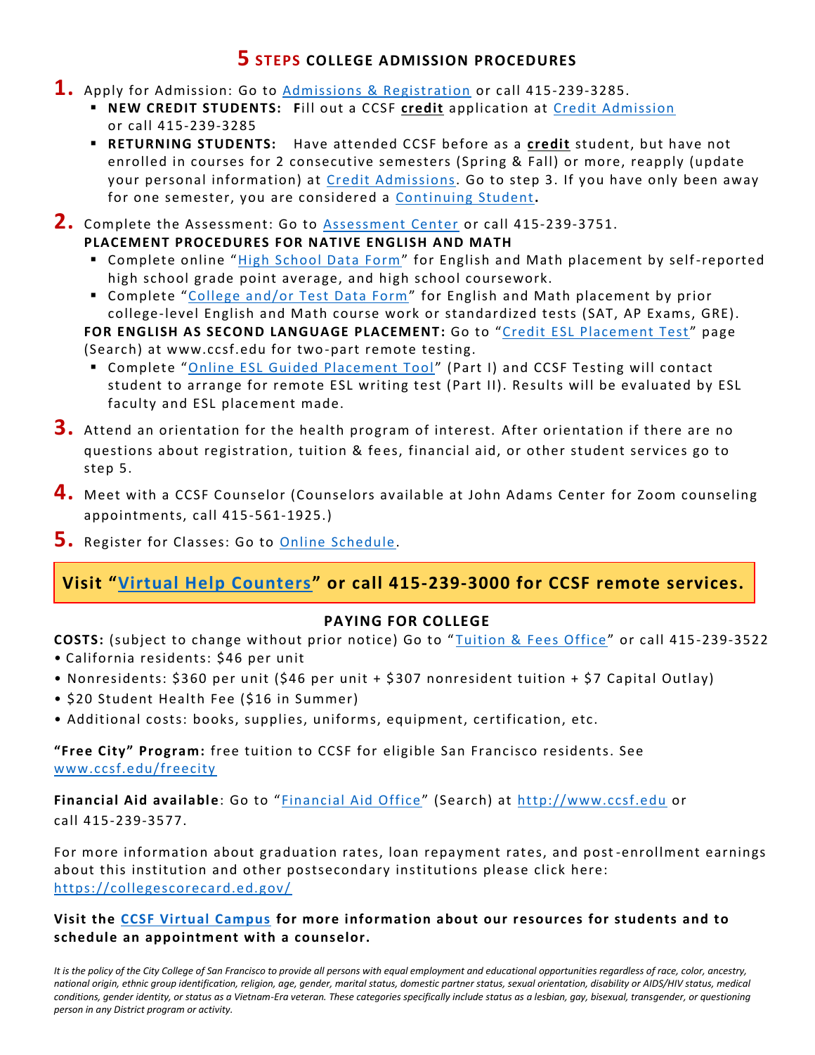## 5 STEPS COLLEGE ADMISSION PROCEDURES

**1.** Apply for Admission: Go to Admissions & Registration or call 415-239-3285.

- **NEW CREDIT STUDENTS:** **F**ill out a CCSF **credit** application at Credit Admission or call 415-239-3285
- **RETURNING STUDENTS:** Have attended CCSF before as a **credit** student, but have not enrolled in courses for 2 consecutive semesters (Spring & Fall) or more, reapply (update your personal information) at Credit Admissions. Go to step 3. If you have only been away for one semester, you are considered a Continuing Student**.**

**2.** Complete the Assessment: Go to Assessment Center or call 415-239-3751.

**PLACEMENT PROCEDURES FOR NATIVE ENGLISH AND MATH**

- Complete online "High School Data Form" for English and Math placement by self-reported high school grade point average, and high school coursework.
- Complete "College and/or Test Data Form" for English and Math placement by prior college-level English and Math course work or standardized tests (SAT, AP Exams, GRE).

**FOR ENGLISH AS SECOND LANGUAGE PLACEMENT:** Go to "Credit ESL Placement Test" page (Search) at www.ccsf.edu for two-part remote testing.

- Complete "Online ESL Guided Placement Tool" (Part I) and CCSF Testing will contact student to arrange for remote ESL writing test (Part II). Results will be evaluated by ESL faculty and ESL placement made.

**3.** Attend an orientation for the health program of interest. After orientation if there are no questions about registration, tuition & fees, financial aid, or other student services go to step 5.

**4.** Meet with a CCSF Counselor (Counselors available at John Adams Center for Zoom counseling appointments, call 415-561-1925.)

**5.** Register for Classes: Go to Online Schedule.

**Visit "Virtual Help Counters" or call 415-239-3000 for CCSF remote services.**

### PAYING FOR COLLEGE

**COSTS:** (subject to change without prior notice) Go to "Tuition & Fees Office" or call 415-239-3522

- California residents: $46 per unit
- Nonresidents: $360 per unit ($46 per unit + $307 nonresident tuition + $7 Capital Outlay)
- $20 Student Health Fee ($16 in Summer)
- Additional costs: books, supplies, uniforms, equipment, certification, etc.

**"Free City" Program:** free tuition to CCSF for eligible San Francisco residents. See www.ccsf.edu/freecity

**Financial Aid available**: Go to "Financial Aid Office" (Search) at http://www.ccsf.edu or call 415-239-3577.

For more information about graduation rates, loan repayment rates, and post-enrollment earnings about this institution and other postsecondary institutions please click here: https://collegescorecard.ed.gov/

**Visit the CCSF Virtual Campus for more information about our resources for students and to schedule an appointment with a counselor.**

*It is the policy of the City College of San Francisco to provide all persons with equal employment and educational opportunities regardless of race, color, ancestry, national origin, ethnic group identification, religion, age, gender, marital status, domestic partner status, sexual orientation, disability or AIDS/HIV status, medical conditions, gender identity, or status as a Vietnam-Era veteran. These categories specifically include status as a lesbian, gay, bisexual, transgender, or questioning person in any District program or activity.*